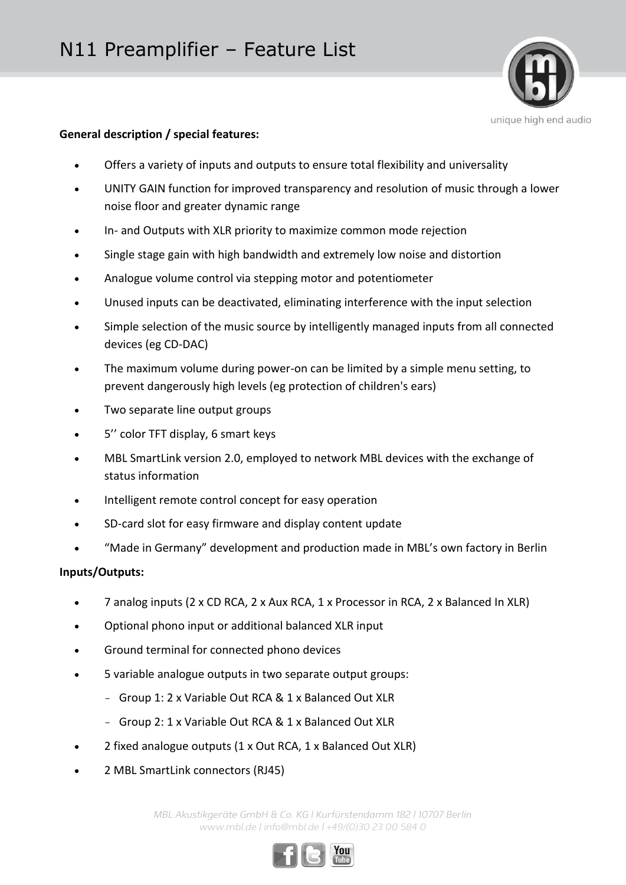# N11 Preamplifier – Feature List

**General description / special features:**

- Offers a variety of inputs and outputs to ensure total flexibility and universality
- UNITY GAIN function for improved transparency and resolution of music through a lower noise floor and greater dynamic range
- In- and Outputs with XLR priority to maximize common mode rejection
- Single stage gain with high bandwidth and extremely low noise and distortion
- Analogue volume control via stepping motor and potentiometer
- Unused inputs can be deactivated, eliminating interference with the input selection
- Simple selection of the music source by intelligently managed inputs from all connected devices (eg CD-DAC)
- The maximum volume during power-on can be limited by a simple menu setting, to prevent dangerously high levels (eg protection of children's ears)
- Two separate line output groups
- 5'' color TFT display, 6 smart keys
- MBL SmartLink version 2.0, employed to network MBL devices with the exchange of status information
- Intelligent remote control concept for easy operation
- SD-card slot for easy firmware and display content update
- "Made in Germany" development and production made in MBL's own factory in Berlin

**Inputs/Outputs:**

- 7 analog inputs (2 x CD RCA, 2 x Aux RCA, 1 x Processor in RCA, 2 x Balanced In XLR)
- Optional phono input or additional balanced XLR input
- Ground terminal for connected phono devices
- 5 variable analogue outputs in two separate output groups:
  - Group 1: 2 x Variable Out RCA & 1 x Balanced Out XLR
  - Group 2: 1 x Variable Out RCA & 1 x Balanced Out XLR
- 2 fixed analogue outputs (1 x Out RCA, 1 x Balanced Out XLR)
- 2 MBL SmartLink connectors (RJ45)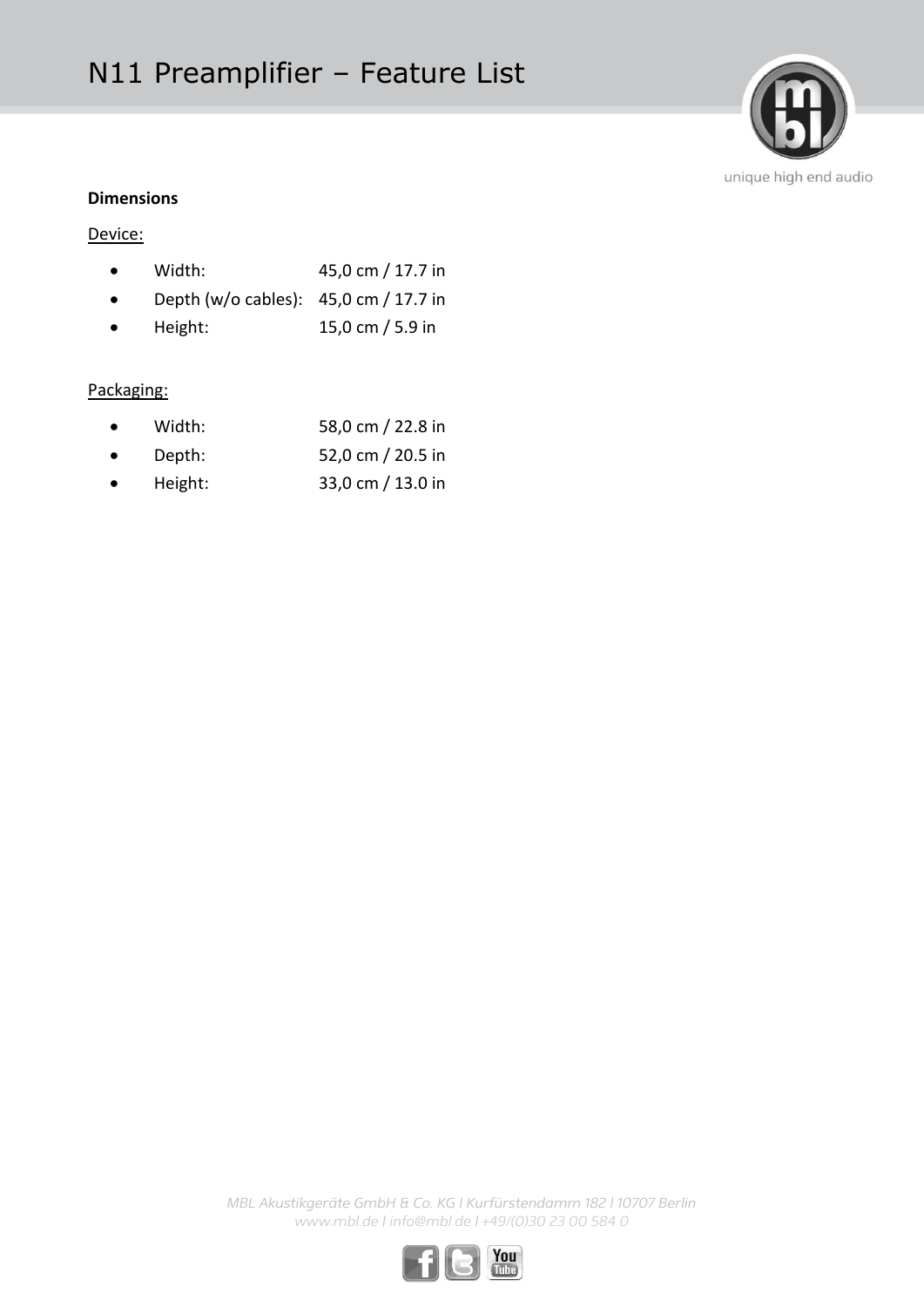**Dimensions**

Device:

- Width: 45,0 cm / 17.7 in
- Depth (w/o cables): 45,0 cm / 17.7 in
- Height: 15,0 cm / 5.9 in

Packaging:

- Width: 58,0 cm / 22.8 in
- Depth: 52,0 cm / 20.5 in
- Height: 33,0 cm / 13.0 in